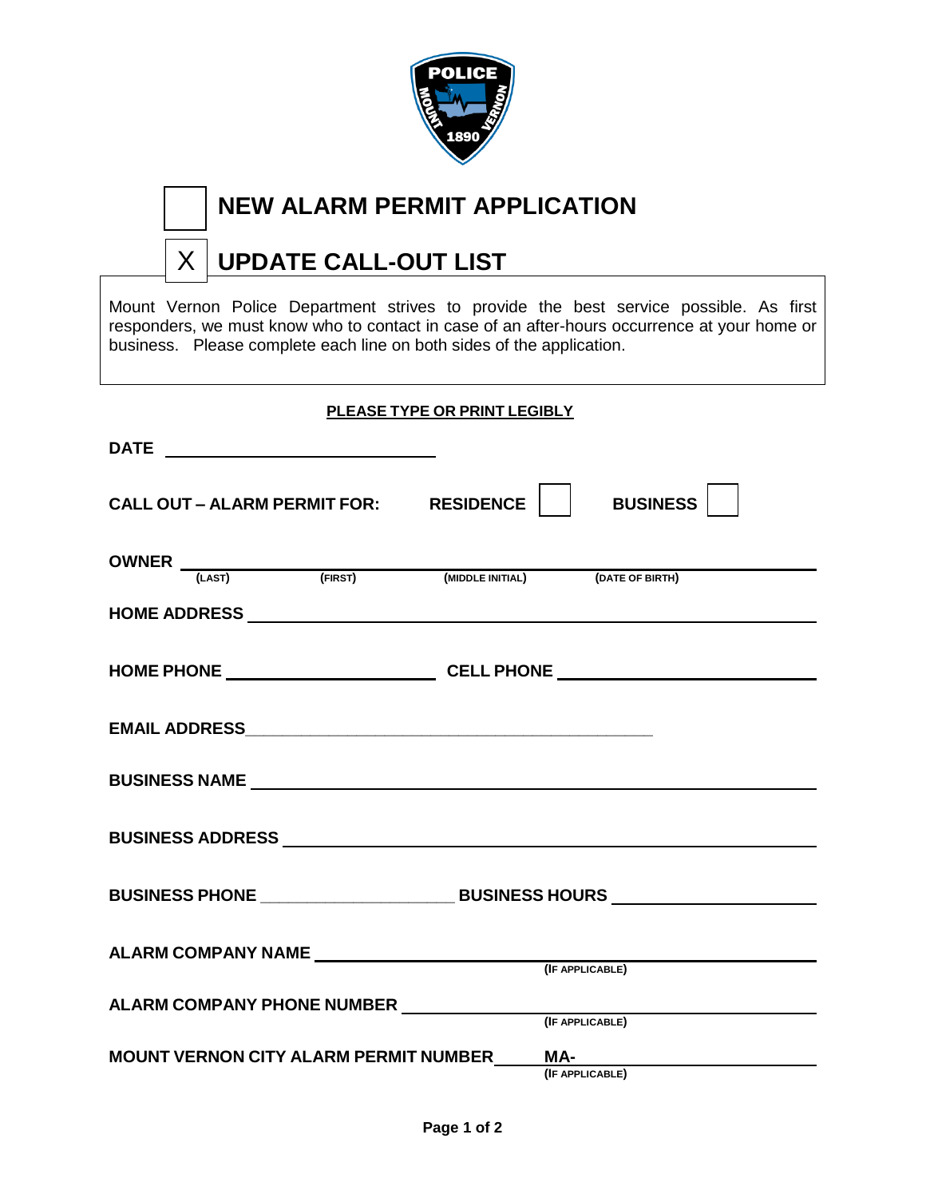☐ **NEW ALARM PERMIT APPLICATION**

☒ **UPDATE CALL-OUT LIST**

Mount Vernon Police Department strives to provide the best service possible. As first responders, we must know who to contact in case of an after-hours occurrence at your home or business. Please complete each line on both sides of the application.

**PLEASE TYPE OR PRINT LEGIBLY**

**DATE** ______________________________

**CALL OUT – ALARM PERMIT FOR:** **RESIDENCE** ☐ **BUSINESS** ☐

**OWNER** ________________________________________________________________
(LAST) (FIRST) (MIDDLE INITIAL) (DATE OF BIRTH)

**HOME ADDRESS** ________________________________________________________________

**HOME PHONE** ______________________ **CELL PHONE** ______________________

**EMAIL ADDRESS**____________________________________________

**BUSINESS NAME** ________________________________________________________________

**BUSINESS ADDRESS** ________________________________________________________________

**BUSINESS PHONE** ______________________ **BUSINESS HOURS** ______________________

**ALARM COMPANY NAME** ________________________________________________
(IF APPLICABLE)

**ALARM COMPANY PHONE NUMBER** ________________________________________
(IF APPLICABLE)

**MOUNT VERNON CITY ALARM PERMIT NUMBER** **MA-**______________________
(IF APPLICABLE)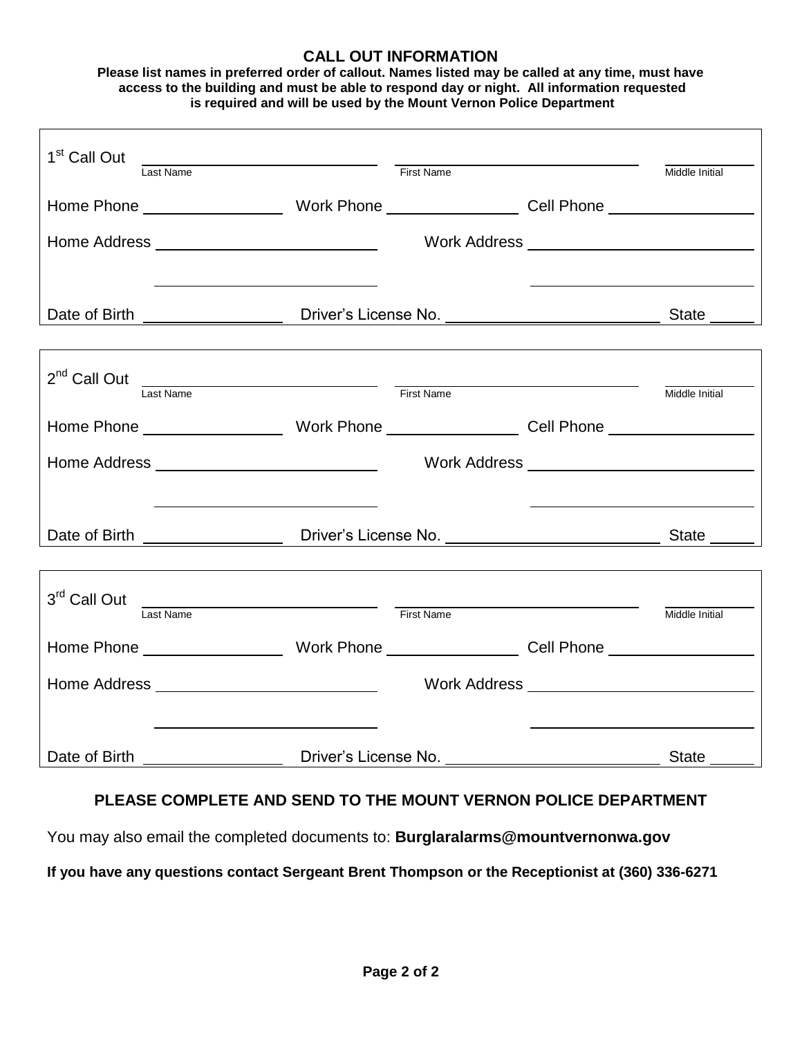## CALL OUT INFORMATION

**Please list names in preferred order of callout. Names listed may be called at any time, must have access to the building and must be able to respond day or night. All information requested is required and will be used by the Mount Vernon Police Department**

1st Call Out ______________________ ______________________ ________
Last Name First Name Middle Initial

Home Phone ______________ Work Phone ______________ Cell Phone ______________

Home Address ______________________ Work Address ______________________

______________________ ______________________

Date of Birth ______________ Driver's License No. ______________________ State _____

2nd Call Out ______________________ ______________________ ________
Last Name First Name Middle Initial

Home Phone ______________ Work Phone ______________ Cell Phone ______________

Home Address ______________________ Work Address ______________________

______________________ ______________________

Date of Birth ______________ Driver's License No. ______________________ State _____

3rd Call Out ______________________ ______________________ ________
Last Name First Name Middle Initial

Home Phone ______________ Work Phone ______________ Cell Phone ______________

Home Address ______________________ Work Address ______________________

______________________ ______________________

Date of Birth ______________ Driver's License No. ______________________ State _____

### PLEASE COMPLETE AND SEND TO THE MOUNT VERNON POLICE DEPARTMENT

You may also email the completed documents to: **Burglaralarms@mountvernonwa.gov**

**If you have any questions contact Sergeant Brent Thompson or the Receptionist at (360) 336-6271**